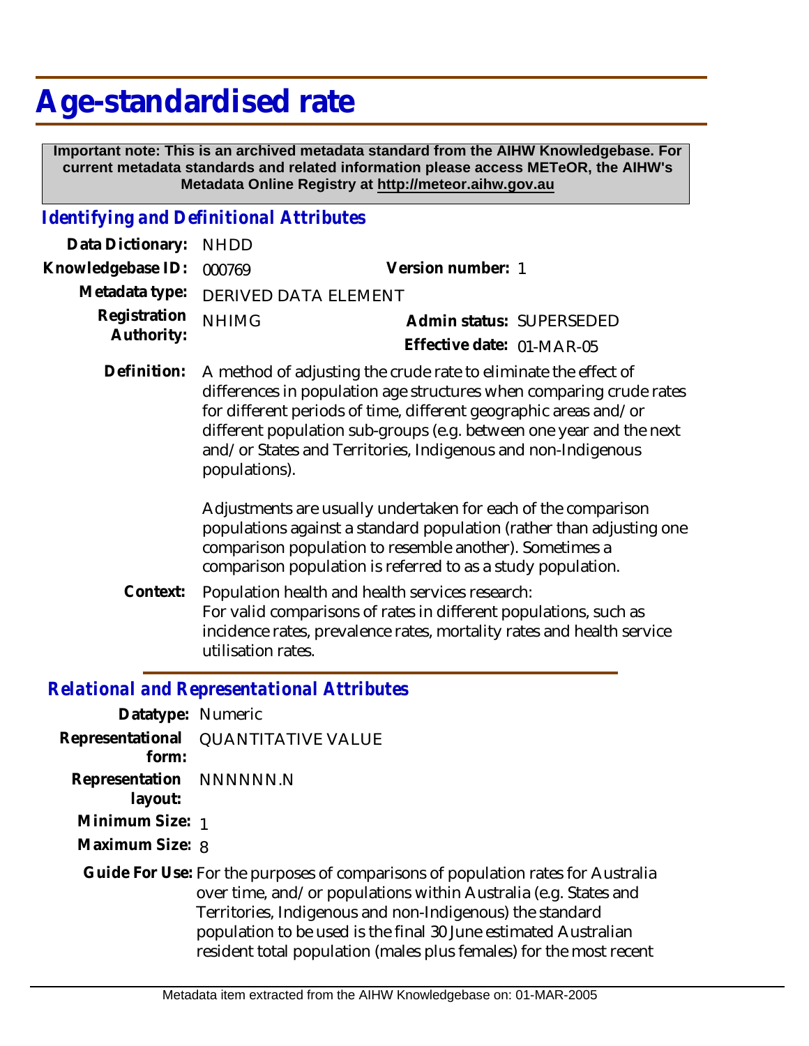# Age-standardised rate

**Important note: This is an archived metadata standard from the AIHW Knowledgebase. For current metadata standards and related information please access METeOR, the AIHW's Metadata Online Registry at http://meteor.aihw.gov.au**

## *Identifying and Definitional Attributes*

**Data Dictionary:** NHDD

**Knowledgebase ID:** 000769 **Version number:** 1

**Metadata type:** DERIVED DATA ELEMENT

**Registration Authority:** NHIMG **Admin status:** SUPERSEDED

**Effective date:** 01-MAR-05

**Definition:** A method of adjusting the crude rate to eliminate the effect of differences in population age structures when comparing crude rates for different periods of time, different geographic areas and/or different population sub-groups (e.g. between one year and the next and/or States and Territories, Indigenous and non-Indigenous populations).

Adjustments are usually undertaken for each of the comparison populations against a standard population (rather than adjusting one comparison population to resemble another). Sometimes a comparison population is referred to as a study population.

**Context:** Population health and health services research:
For valid comparisons of rates in different populations, such as incidence rates, prevalence rates, mortality rates and health service utilisation rates.

## *Relational and Representational Attributes*

**Datatype:** Numeric

**Representational form:** QUANTITATIVE VALUE

**Representation layout:** NNNNNN.N

**Minimum Size:** 1

**Maximum Size:** 8

**Guide For Use:** For the purposes of comparisons of population rates for Australia over time, and/or populations within Australia (e.g. States and Territories, Indigenous and non-Indigenous) the standard population to be used is the final 30 June estimated Australian resident total population (males plus females) for the most recent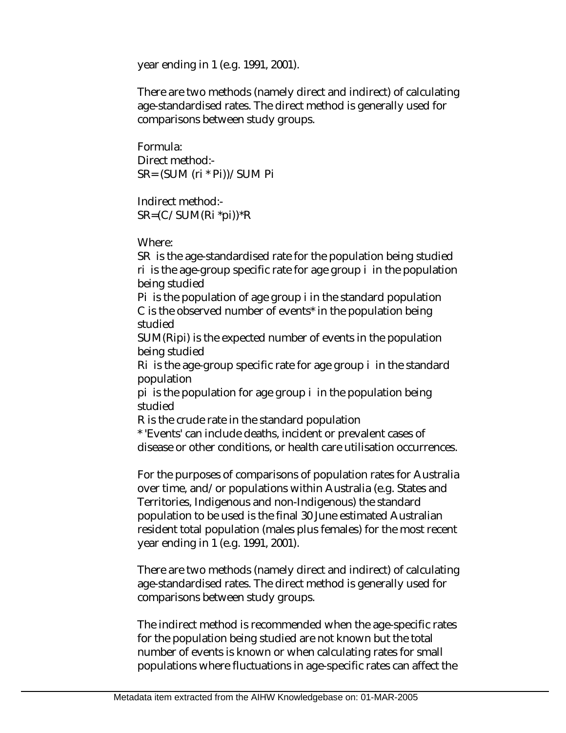year ending in 1 (e.g. 1991, 2001).

There are two methods (namely direct and indirect) of calculating age-standardised rates. The direct method is generally used for comparisons between study groups.

Formula:
Direct method:-
$SR= (SUM\ (r_i * P_i))/ SUM\ P_i$

Indirect method:-
$SR=(C/ SUM(R_i * p_i))*R$

Where:
SR is the age-standardised rate for the population being studied
$r_i$ is the age-group specific rate for age group i in the population being studied
$P_i$ is the population of age group i in the standard population
C is the observed number of events* in the population being studied
$SUM(R_i p_i)$ is the expected number of events in the population being studied
$R_i$ is the age-group specific rate for age group i in the standard population
$p_i$ is the population for age group i in the population being studied
R is the crude rate in the standard population
* 'Events' can include deaths, incident or prevalent cases of disease or other conditions, or health care utilisation occurrences.

For the purposes of comparisons of population rates for Australia over time, and/or populations within Australia (e.g. States and Territories, Indigenous and non-Indigenous) the standard population to be used is the final 30 June estimated Australian resident total population (males plus females) for the most recent year ending in 1 (e.g. 1991, 2001).

There are two methods (namely direct and indirect) of calculating age-standardised rates. The direct method is generally used for comparisons between study groups.

The indirect method is recommended when the age-specific rates for the population being studied are not known but the total number of events is known or when calculating rates for small populations where fluctuations in age-specific rates can affect the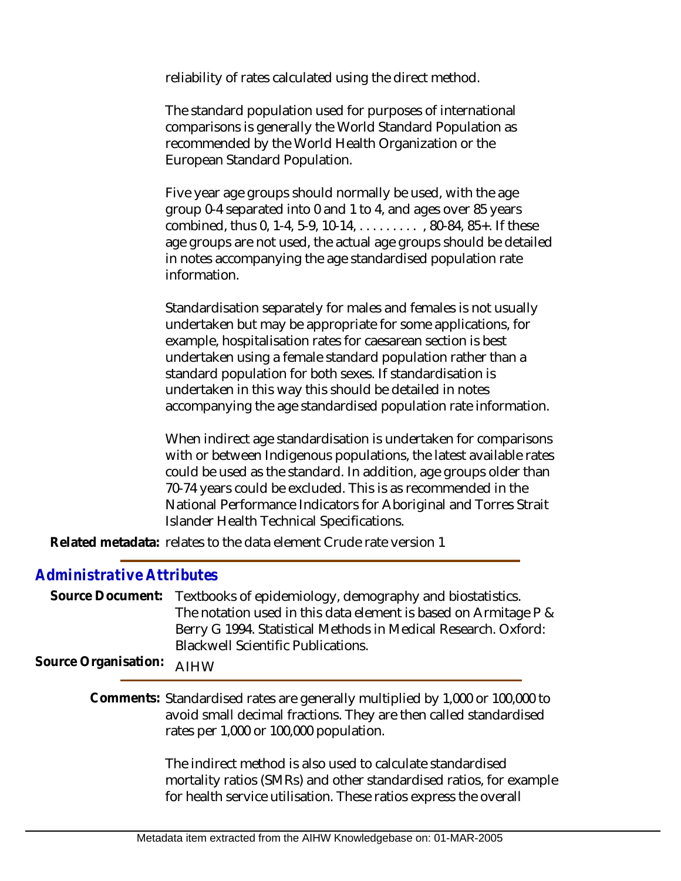reliability of rates calculated using the direct method.

The standard population used for purposes of international comparisons is generally the World Standard Population as recommended by the World Health Organization or the European Standard Population.

Five year age groups should normally be used, with the age group 0-4 separated into 0 and 1 to 4, and ages over 85 years combined, thus 0, 1-4, 5-9, 10-14, . . . . . . . . . , 80-84, 85+. If these age groups are not used, the actual age groups should be detailed in notes accompanying the age standardised population rate information.

Standardisation separately for males and females is not usually undertaken but may be appropriate for some applications, for example, hospitalisation rates for caesarean section is best undertaken using a female standard population rather than a standard population for both sexes. If standardisation is undertaken in this way this should be detailed in notes accompanying the age standardised population rate information.

When indirect age standardisation is undertaken for comparisons with or between Indigenous populations, the latest available rates could be used as the standard. In addition, age groups older than 70-74 years could be excluded. This is as recommended in the National Performance Indicators for Aboriginal and Torres Strait Islander Health Technical Specifications.

**Related metadata:** relates to the data element Crude rate version 1

## Administrative Attributes

**Source Document:** Textbooks of epidemiology, demography and biostatistics. The notation used in this data element is based on Armitage P & Berry G 1994. Statistical Methods in Medical Research. Oxford: Blackwell Scientific Publications.

**Source Organisation:** AIHW

**Comments:** Standardised rates are generally multiplied by 1,000 or 100,000 to avoid small decimal fractions. They are then called standardised rates per 1,000 or 100,000 population.

The indirect method is also used to calculate standardised mortality ratios (SMRs) and other standardised ratios, for example for health service utilisation. These ratios express the overall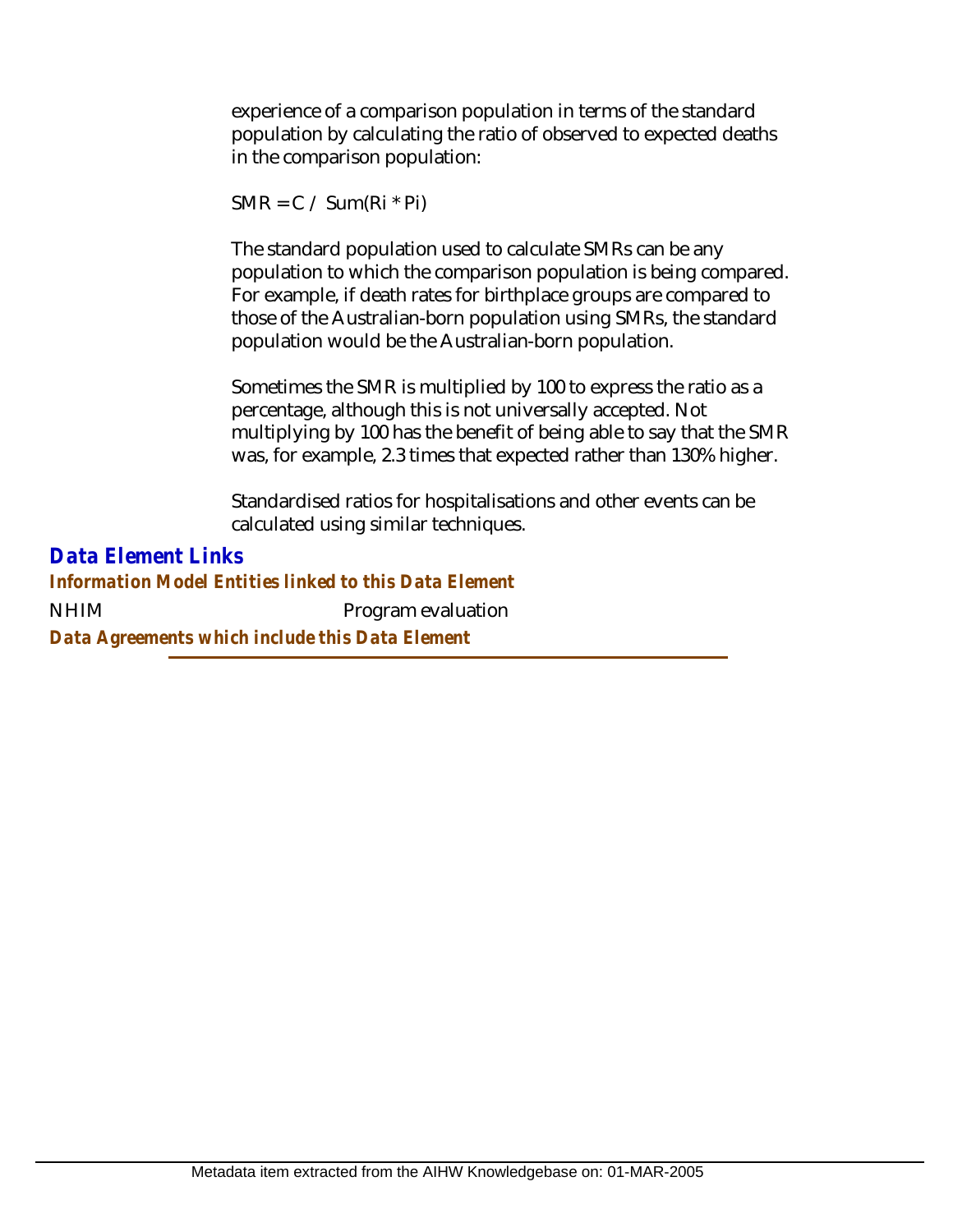experience of a comparison population in terms of the standard population by calculating the ratio of observed to expected deaths in the comparison population:

$$SMR = C / Sum(R_i * P_i)$$

The standard population used to calculate SMRs can be any population to which the comparison population is being compared. For example, if death rates for birthplace groups are compared to those of the Australian-born population using SMRs, the standard population would be the Australian-born population.

Sometimes the SMR is multiplied by 100 to express the ratio as a percentage, although this is not universally accepted. Not multiplying by 100 has the benefit of being able to say that the SMR was, for example, 2.3 times that expected rather than 130% higher.

Standardised ratios for hospitalisations and other events can be calculated using similar techniques.

## Data Element Links

### Information Model Entities linked to this Data Element

| | |
|---|---|
| NHIM | Program evaluation |

### Data Agreements which include this Data Element

Metadata item extracted from the AIHW Knowledgebase on: 01-MAR-2005